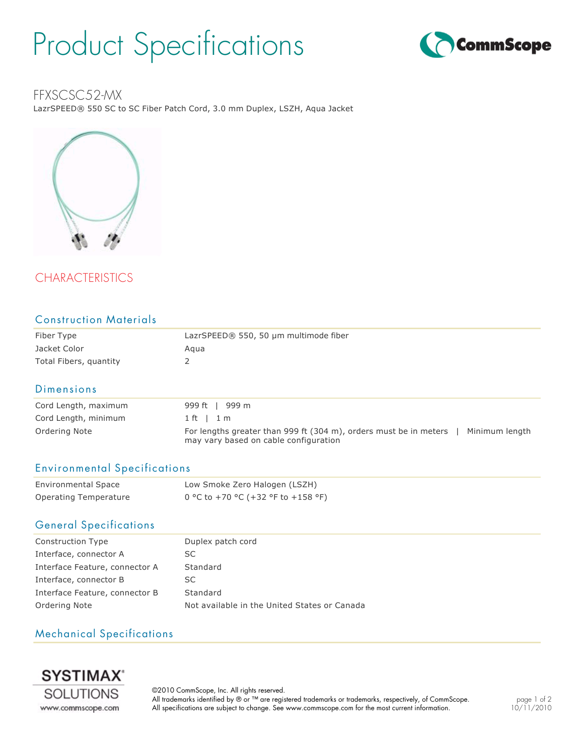# Product Specifications

## FFXSCSC52-MX

LazrSPEED® 550 SC to SC Fiber Patch Cord, 3.0 mm Duplex, LSZH, Aqua Jacket

## CHARACTERISTICS

### Construction Materials

| | |
|---|---|
| Fiber Type | LazrSPEED® 550, 50 µm multimode fiber |
| Jacket Color | Aqua |
| Total Fibers, quantity | 2 |

### Dimensions

| | |
|---|---|
| Cord Length, maximum | 999 ft \| 999 m |
| Cord Length, minimum | 1 ft \| 1 m |
| Ordering Note | For lengths greater than 999 ft (304 m), orders must be in meters \| Minimum length may vary based on cable configuration |

### Environmental Specifications

| | |
|---|---|
| Environmental Space | Low Smoke Zero Halogen (LSZH) |
| Operating Temperature | 0 °C to +70 °C (+32 °F to +158 °F) |

### General Specifications

| | |
|---|---|
| Construction Type | Duplex patch cord |
| Interface, connector A | SC |
| Interface Feature, connector A | Standard |
| Interface, connector B | SC |
| Interface Feature, connector B | Standard |
| Ordering Note | Not available in the United States or Canada |

### Mechanical Specifications

©2010 CommScope, Inc. All rights reserved.
All trademarks identified by ® or ™ are registered trademarks or trademarks, respectively, of CommScope.
All specifications are subject to change. See www.commscope.com for the most current information.

10/11/2010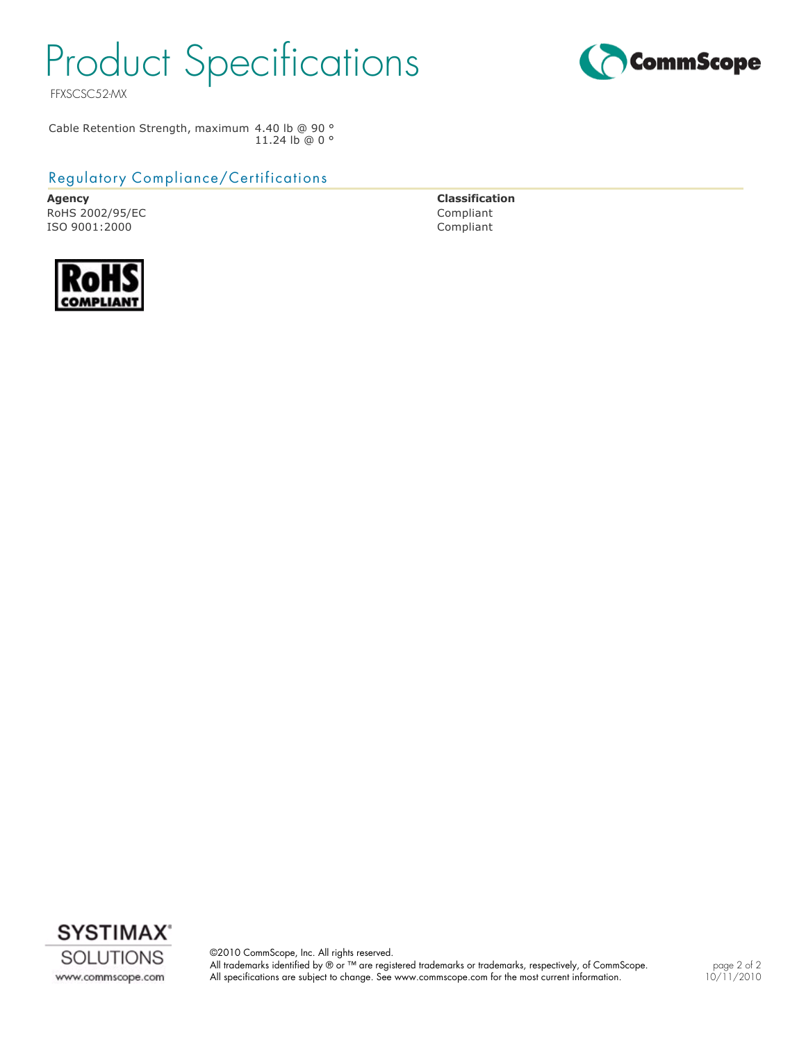# Product Specifications

FFXSCSC52-MX

| | |
|---|---|
| Cable Retention Strength, maximum | 4.40 lb @ 90 ° |
| | 11.24 lb @ 0 ° |

## Regulatory Compliance/Certifications

| Agency | Classification |
|---|---|
| RoHS 2002/95/EC | Compliant |
| ISO 9001:2000 | Compliant |

©2010 CommScope, Inc. All rights reserved.
All trademarks identified by ® or ™ are registered trademarks or trademarks, respectively, of CommScope.
All specifications are subject to change. See www.commscope.com for the most current information.

10/11/2010